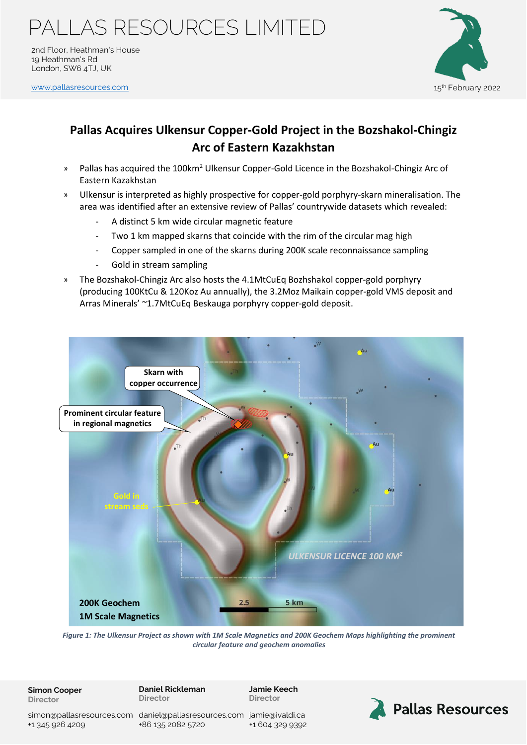# PALLAS RESOURCES LIMITED

2nd Floor, Heathman's House
19 Heathman's Rd
London, SW6 4TJ, UK

www.pallasresources.com

15th February 2022

## Pallas Acquires Ulkensur Copper-Gold Project in the Bozshakol-Chingiz Arc of Eastern Kazakhstan

- Pallas has acquired the 100km$^2$ Ulkensur Copper-Gold Licence in the Bozshakol-Chingiz Arc of Eastern Kazakhstan
- Ulkensur is interpreted as highly prospective for copper-gold porphyry-skarn mineralisation. The area was identified after an extensive review of Pallas' countrywide datasets which revealed:
  - A distinct 5 km wide circular magnetic feature
  - Two 1 km mapped skarns that coincide with the rim of the circular mag high
  - Copper sampled in one of the skarns during 200K scale reconnaissance sampling
  - Gold in stream sampling
- The Bozshakol-Chingiz Arc also hosts the 4.1MtCuEq Bozhshakol copper-gold porphyry (producing 100KtCu & 120Koz Au annually), the 3.2Moz Maikain copper-gold VMS deposit and Arras Minerals' ~1.7MtCuEq Beskauga porphyry copper-gold deposit.

*Figure 1: The Ulkensur Project as shown with 1M Scale Magnetics and 200K Geochem Maps highlighting the prominent circular feature and geochem anomalies*

**Simon Cooper**
Director
simon@pallasresources.com
+1 345 926 4209

**Daniel Rickleman**
Director
daniel@pallasresources.com
+86 135 2082 5720

**Jamie Keech**
Director
jamie@ivaldi.ca
+1 604 329 9392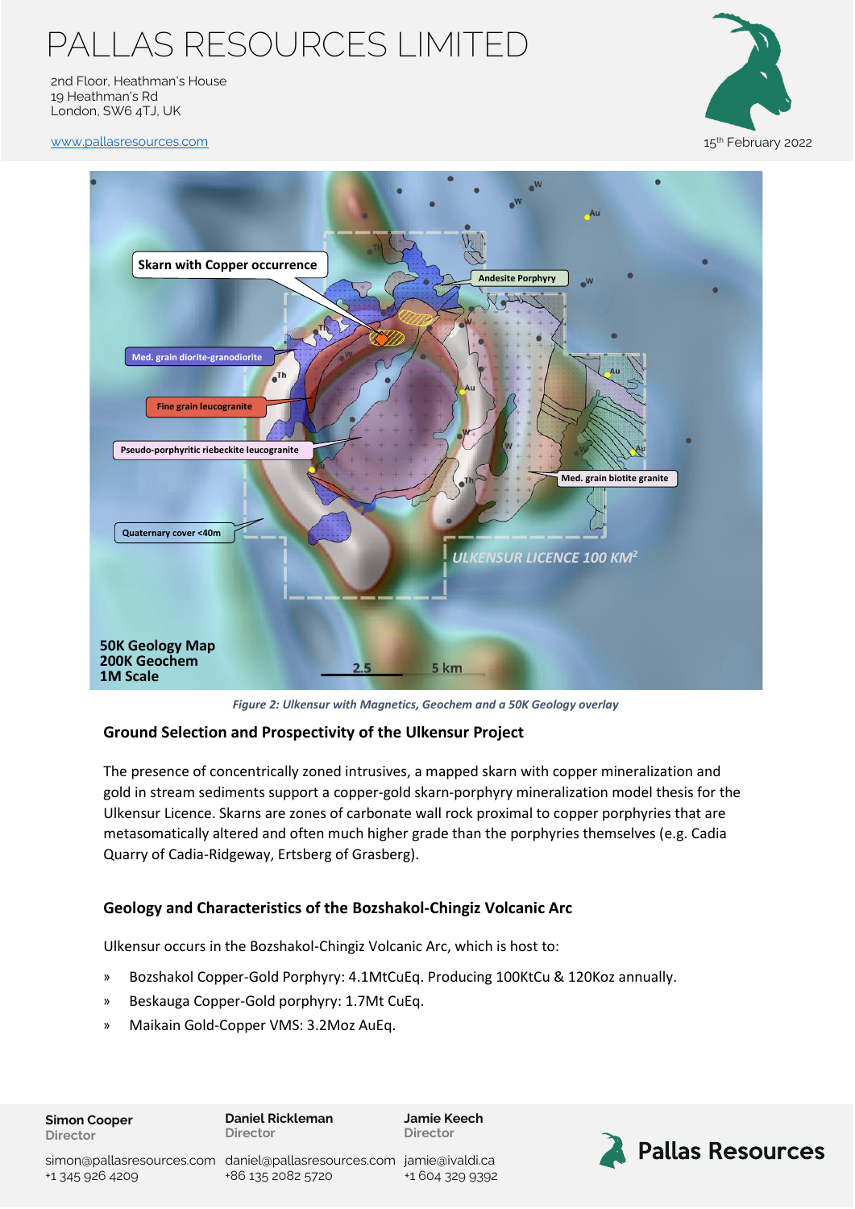*Figure 2: Ulkensur with Magnetics, Geochem and a 50K Geology overlay*

### Ground Selection and Prospectivity of the Ulkensur Project

The presence of concentrically zoned intrusives, a mapped skarn with copper mineralization and gold in stream sediments support a copper-gold skarn-porphyry mineralization model thesis for the Ulkensur Licence. Skarns are zones of carbonate wall rock proximal to copper porphyries that are metasomatically altered and often much higher grade than the porphyries themselves (e.g. Cadia Quarry of Cadia-Ridgeway, Ertsberg of Grasberg).

### Geology and Characteristics of the Bozshakol-Chingiz Volcanic Arc

Ulkensur occurs in the Bozshakol-Chingiz Volcanic Arc, which is host to:

- Bozshakol Copper-Gold Porphyry: 4.1MtCuEq. Producing 100KtCu & 120Koz annually.
- Beskauga Copper-Gold porphyry: 1.7Mt CuEq.
- Maikain Gold-Copper VMS: 3.2Moz AuEq.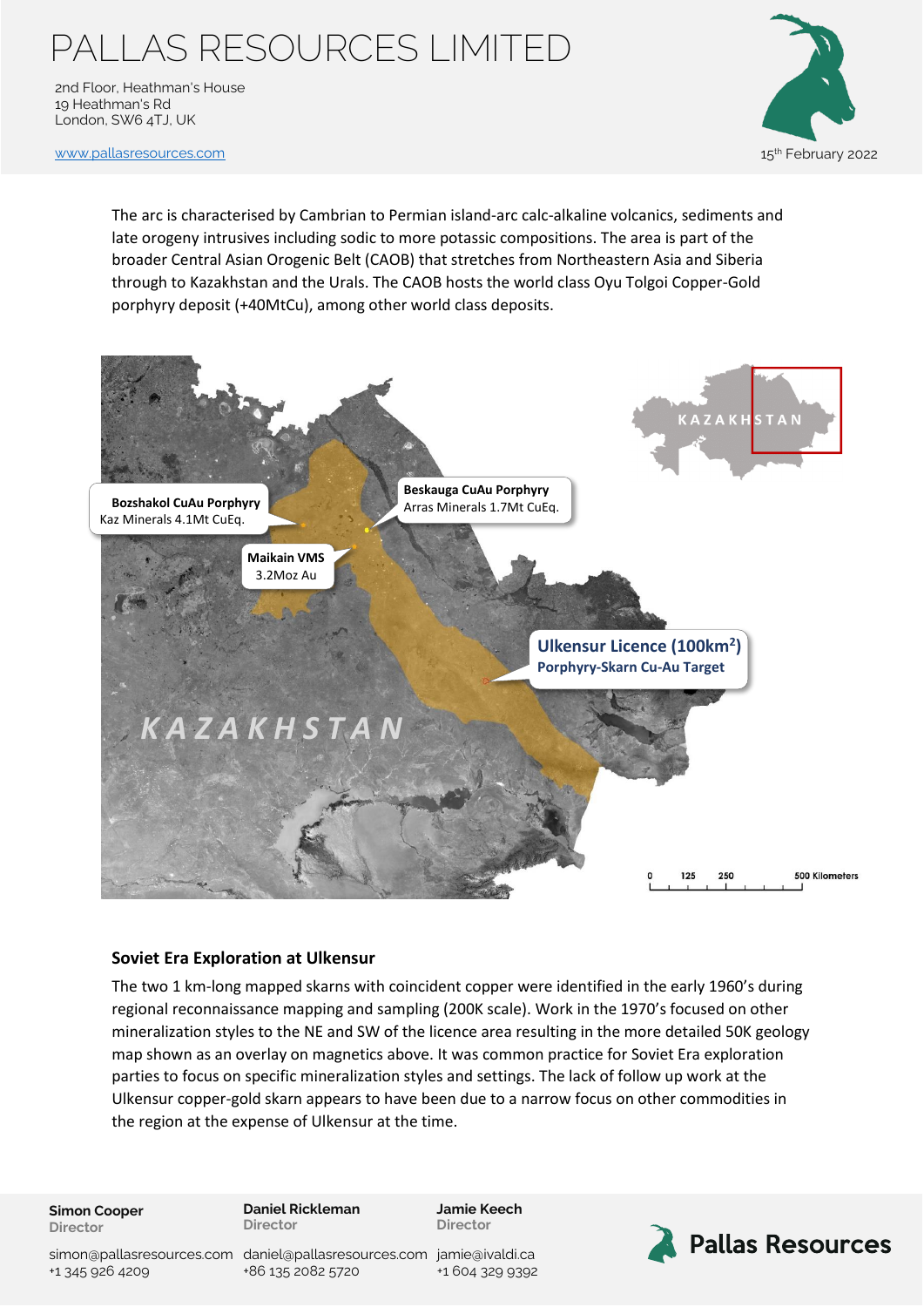The arc is characterised by Cambrian to Permian island-arc calc-alkaline volcanics, sediments and late orogeny intrusives including sodic to more potassic compositions. The area is part of the broader Central Asian Orogenic Belt (CAOB) that stretches from Northeastern Asia and Siberia through to Kazakhstan and the Urals. The CAOB hosts the world class Oyu Tolgoi Copper-Gold porphyry deposit (+40MtCu), among other world class deposits.

## Soviet Era Exploration at Ulkensur

The two 1 km-long mapped skarns with coincident copper were identified in the early 1960's during regional reconnaissance mapping and sampling (200K scale). Work in the 1970's focused on other mineralization styles to the NE and SW of the licence area resulting in the more detailed 50K geology map shown as an overlay on magnetics above. It was common practice for Soviet Era exploration parties to focus on specific mineralization styles and settings. The lack of follow up work at the Ulkensur copper-gold skarn appears to have been due to a narrow focus on other commodities in the region at the expense of Ulkensur at the time.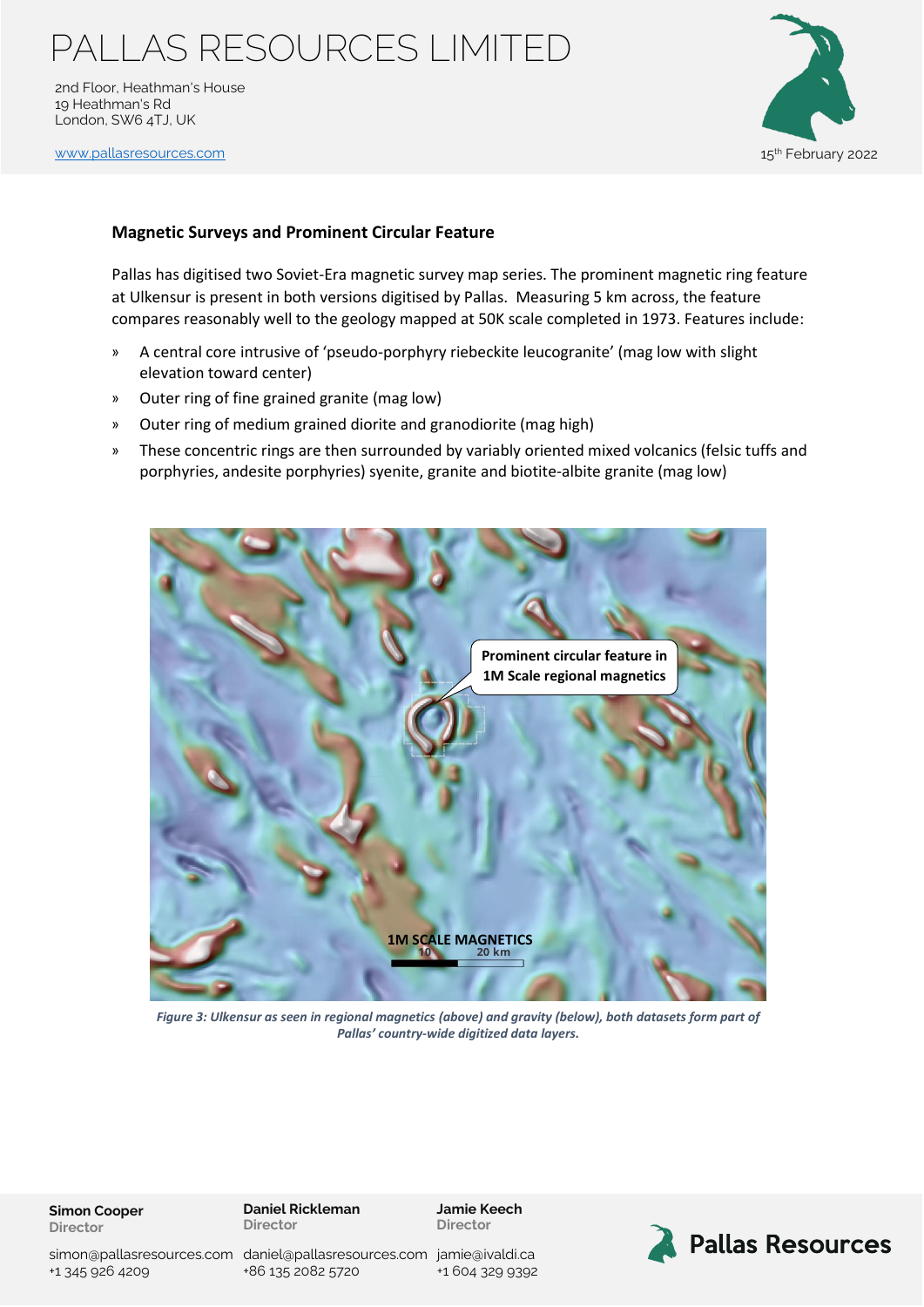### Magnetic Surveys and Prominent Circular Feature

Pallas has digitised two Soviet-Era magnetic survey map series. The prominent magnetic ring feature at Ulkensur is present in both versions digitised by Pallas. Measuring 5 km across, the feature compares reasonably well to the geology mapped at 50K scale completed in 1973. Features include:

- A central core intrusive of 'pseudo-porphyry riebeckite leucogranite' (mag low with slight elevation toward center)
- Outer ring of fine grained granite (mag low)
- Outer ring of medium grained diorite and granodiorite (mag high)
- These concentric rings are then surrounded by variably oriented mixed volcanics (felsic tuffs and porphyries, andesite porphyries) syenite, granite and biotite-albite granite (mag low)

*Figure 3: Ulkensur as seen in regional magnetics (above) and gravity (below), both datasets form part of Pallas' country-wide digitized data layers.*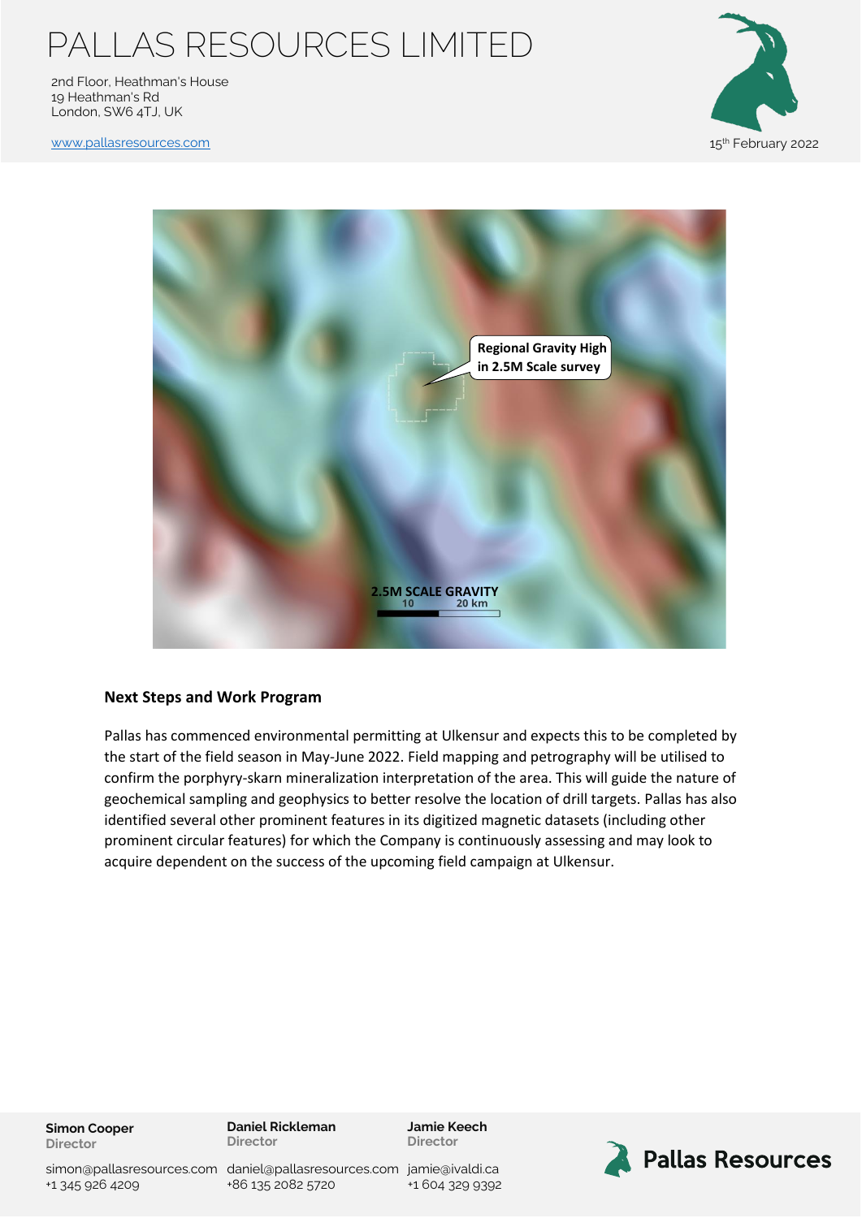Regional Gravity High in 2.5M Scale survey

2.5M SCALE GRAVITY

10

20 km

**Next Steps and Work Program**

Pallas has commenced environmental permitting at Ulkensur and expects this to be completed by the start of the field season in May-June 2022. Field mapping and petrography will be utilised to confirm the porphyry-skarn mineralization interpretation of the area. This will guide the nature of geochemical sampling and geophysics to better resolve the location of drill targets. Pallas has also identified several other prominent features in its digitized magnetic datasets (including other prominent circular features) for which the Company is continuously assessing and may look to acquire dependent on the success of the upcoming field campaign at Ulkensur.